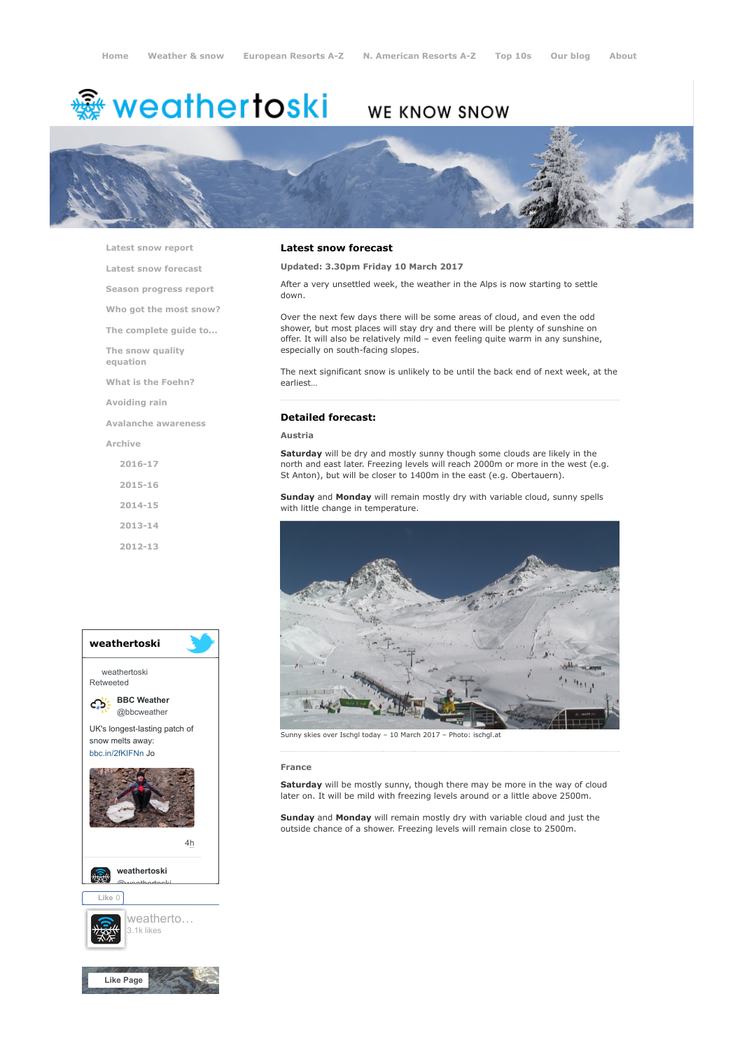Home Weather & snow European Resorts A-Z N. American Resorts A-Z Top 10s Our blog About

weathertoski WE KNOW SNOW

- Latest snow report
- Latest snow forecast
- Season progress report
- Who got the most snow?
- The complete guide to...
- The snow quality equation
- What is the Foehn?
- Avoiding rain
- Avalanche awareness
- Archive
  - 2016-17
  - 2015-16
  - 2014-15
  - 2013-14
  - 2012-13

## Latest snow forecast

**Updated: 3.30pm Friday 10 March 2017**

After a very unsettled week, the weather in the Alps is now starting to settle down.

Over the next few days there will be some areas of cloud, and even the odd shower, but most places will stay dry and there will be plenty of sunshine on offer. It will also be relatively mild – even feeling quite warm in any sunshine, especially on south-facing slopes.

The next significant snow is unlikely to be until the back end of next week, at the earliest…

## Detailed forecast:

### Austria

**Saturday** will be dry and mostly sunny though some clouds are likely in the north and east later. Freezing levels will reach 2000m or more in the west (e.g. St Anton), but will be closer to 1400m in the east (e.g. Obertauern).

**Sunday** and **Monday** will remain mostly dry with variable cloud, sunny spells with little change in temperature.

Sunny skies over Ischgl today – 10 March 2017 – Photo: ischgl.at

### France

**Saturday** will be mostly sunny, though there may be more in the way of cloud later on. It will be mild with freezing levels around or a little above 2500m.

**Sunday** and **Monday** will remain mostly dry with variable cloud and just the outside chance of a shower. Freezing levels will remain close to 2500m.

weathertoski

weathertoski Retweeted

BBC Weather @bbcweather

UK's longest-lasting patch of snow melts away: bbc.in/2fKIFNn Jo

4h

weathertoski @weathertoski

Like 0

weatherto… 3.1k likes

Like Page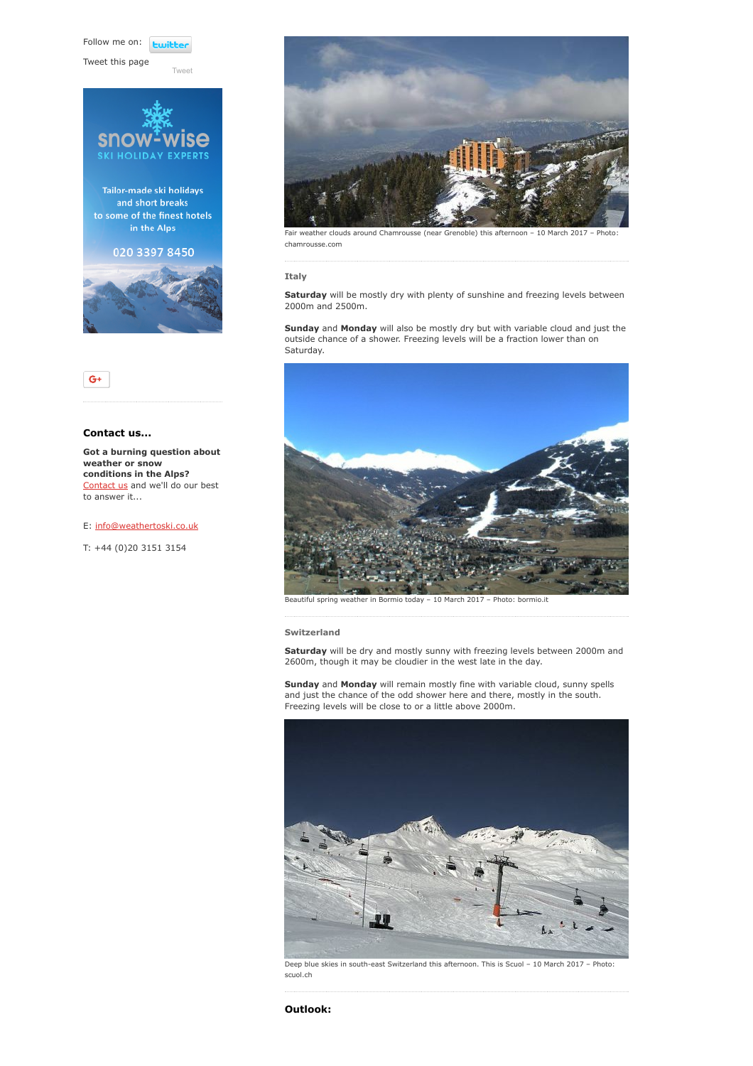Follow me on: twitter

Tweet this page

Tweet

snow-wise
SKI HOLIDAY EXPERTS

Tailor-made ski holidays and short breaks to some of the finest hotels in the Alps

020 3397 8450

G+

### Contact us...

**Got a burning question about weather or snow conditions in the Alps?** Contact us and we'll do our best to answer it...

E: info@weathertoski.co.uk

T: +44 (0)20 3151 3154

Fair weather clouds around Chamrousse (near Grenoble) this afternoon – 10 March 2017 – Photo: chamrousse.com

#### Italy

**Saturday** will be mostly dry with plenty of sunshine and freezing levels between 2000m and 2500m.

**Sunday** and **Monday** will also be mostly dry but with variable cloud and just the outside chance of a shower. Freezing levels will be a fraction lower than on Saturday.

Beautiful spring weather in Bormio today – 10 March 2017 – Photo: bormio.it

#### Switzerland

**Saturday** will be dry and mostly sunny with freezing levels between 2000m and 2600m, though it may be cloudier in the west late in the day.

**Sunday** and **Monday** will remain mostly fine with variable cloud, sunny spells and just the chance of the odd shower here and there, mostly in the south. Freezing levels will be close to or a little above 2000m.

Deep blue skies in south-east Switzerland this afternoon. This is Scuol – 10 March 2017 – Photo: scuol.ch

### Outlook: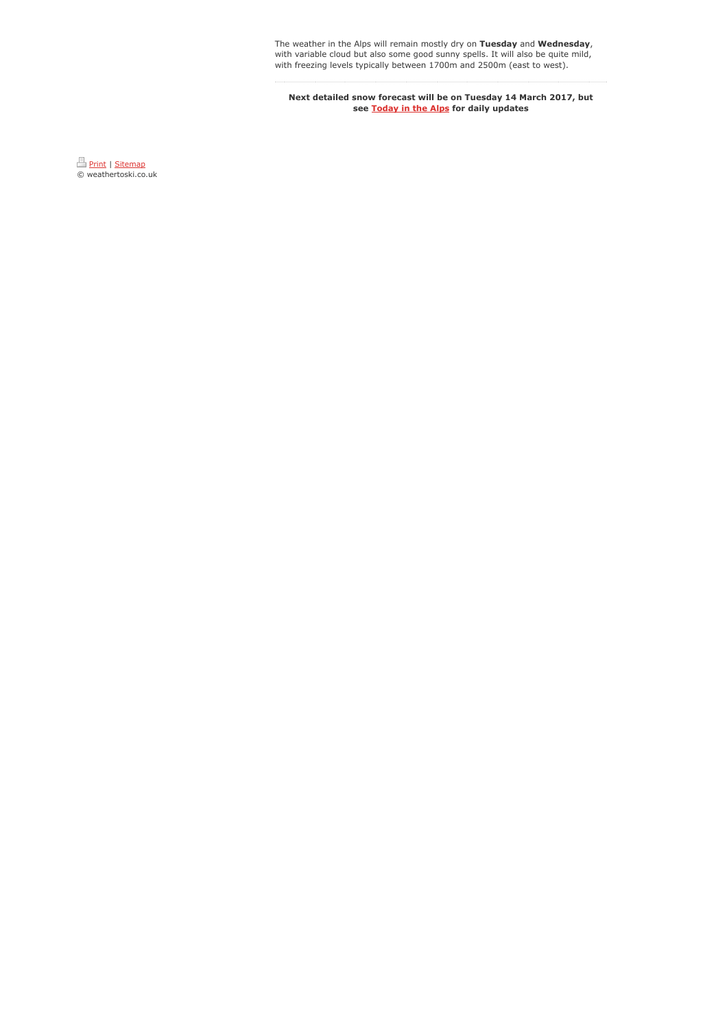The weather in the Alps will remain mostly dry on **Tuesday** and **Wednesday**, with variable cloud but also some good sunny spells. It will also be quite mild, with freezing levels typically between 1700m and 2500m (east to west).

**Next detailed snow forecast will be on Tuesday 14 March 2017, but see Today in the Alps for daily updates**

Print | Sitemap
© weathertoski.co.uk